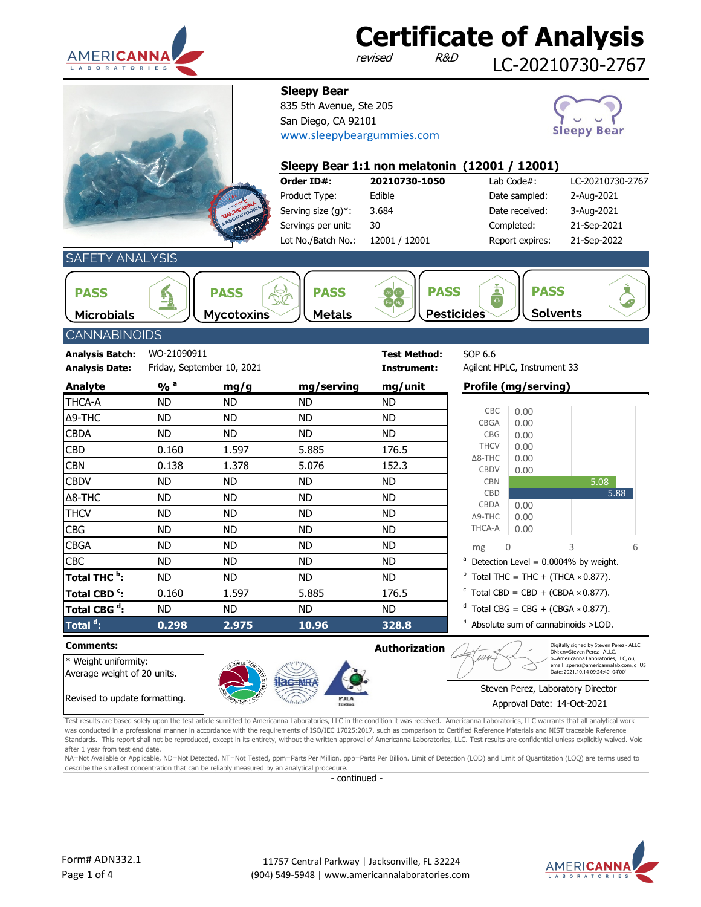# Certificate of Analysis

*revised* *R&D* LC-20210730-2767

**Sleepy Bear**
835 5th Avenue, Ste 205
San Diego, CA 92101
www.sleepybeargummies.com

Sleepy Bear

## Sleepy Bear 1:1 non melatonin (12001 / 12001)

| | | | |
|---|---|---|---|
| **Order ID#:** | **20210730-1050** | Lab Code#: | LC-20210730-2767 |
| Product Type: | Edible | Date sampled: | 2-Aug-2021 |
| Serving size (g)*: | 3.684 | Date received: | 3-Aug-2021 |
| Servings per unit: | 30 | Completed: | 21-Sep-2021 |
| Lot No./Batch No.: | 12001 / 12001 | Report expires: | 21-Sep-2022 |

## SAFETY ANALYSIS

**PASS** Microbials | **PASS** Mycotoxins | **PASS** Metals | **PASS** Pesticides | **PASS** Solvents

## CANNABINOIDS

**Analysis Batch:** WO-21090911
**Analysis Date:** Friday, September 10, 2021
**Test Method:** SOP 6.6
**Instrument:** Agilent HPLC, Instrument 33

| Analyte | % [a] | mg/g | mg/serving | mg/unit |
|---|---|---|---|---|
| THCA-A | ND | ND | ND | ND |
| Δ9-THC | ND | ND | ND | ND |
| CBDA | ND | ND | ND | ND |
| CBD | 0.160 | 1.597 | 5.885 | 176.5 |
| CBN | 0.138 | 1.378 | 5.076 | 152.3 |
| CBDV | ND | ND | ND | ND |
| Δ8-THC | ND | ND | ND | ND |
| THCV | ND | ND | ND | ND |
| CBG | ND | ND | ND | ND |
| CBGA | ND | ND | ND | ND |
| CBC | ND | ND | ND | ND |
| **Total THC [b]:** | ND | ND | ND | ND |
| **Total CBD [c]:** | 0.160 | 1.597 | 5.885 | 176.5 |
| **Total CBG [d]:** | ND | ND | ND | ND |
| **Total [d]:** | **0.298** | **2.975** | **10.96** | **328.8** |

**Profile (mg/serving)**

| Analyte | mg |
|---|---|
| CBC | 0.00 |
| CBGA | 0.00 |
| CBG | 0.00 |
| THCV | 0.00 |
| Δ8-THC | 0.00 |
| CBDV | 0.00 |
| CBN | 5.08 |
| CBD | 5.88 |
| CBDA | 0.00 |
| Δ9-THC | 0.00 |
| THCA-A | 0.00 |

[a] Detection Level = 0.0004% by weight.
[b] Total THC = THC + (THCA × 0.877).
[c] Total CBD = CBD + (CBDA × 0.877).
[d] Total CBG = CBG + (CBGA × 0.877).
[d] Absolute sum of cannabinoids >LOD.

**Comments:**
* Weight uniformity:
Average weight of 20 units.

Revised to update formatting.

**Authorization**

Digitally signed by Steven Perez - ALLC
DN: cn=Steven Perez - ALLC, o=Americanna Laboratories, LLC, ou, email=sperez@americannalab.com, c=US
Date: 2021.10.14 09:24:40 -04'00'

Steven Perez, Laboratory Director
Approval Date: 14-Oct-2021

Test results are based solely upon the test article sumitted to Americanna Laboratories, LLC in the condition it was received. Americanna Laboratories, LLC warrants that all analytical work was conducted in a professional manner in accordance with the requirements of ISO/IEC 17025:2017, such as comparison to Certified Reference Materials and NIST traceable Reference Standards. This report shall not be reproduced, except in its entirety, without the written approval of Americanna Laboratories, LLC. Test results are confidential unless explicitly waived. Void after 1 year from test end date.

NA=Not Available or Applicable, ND=Not Detected, NT=Not Tested, ppm=Parts Per Million, ppb=Parts Per Billion. Limit of Detection (LOD) and Limit of Quantitation (LOQ) are terms used to describe the smallest concentration that can be reliably measured by an analytical procedure.

- continued -

Form# ADN332.1

11757 Central Parkway | Jacksonville, FL 32224
(904) 549-5948 | www.americannalaboratories.com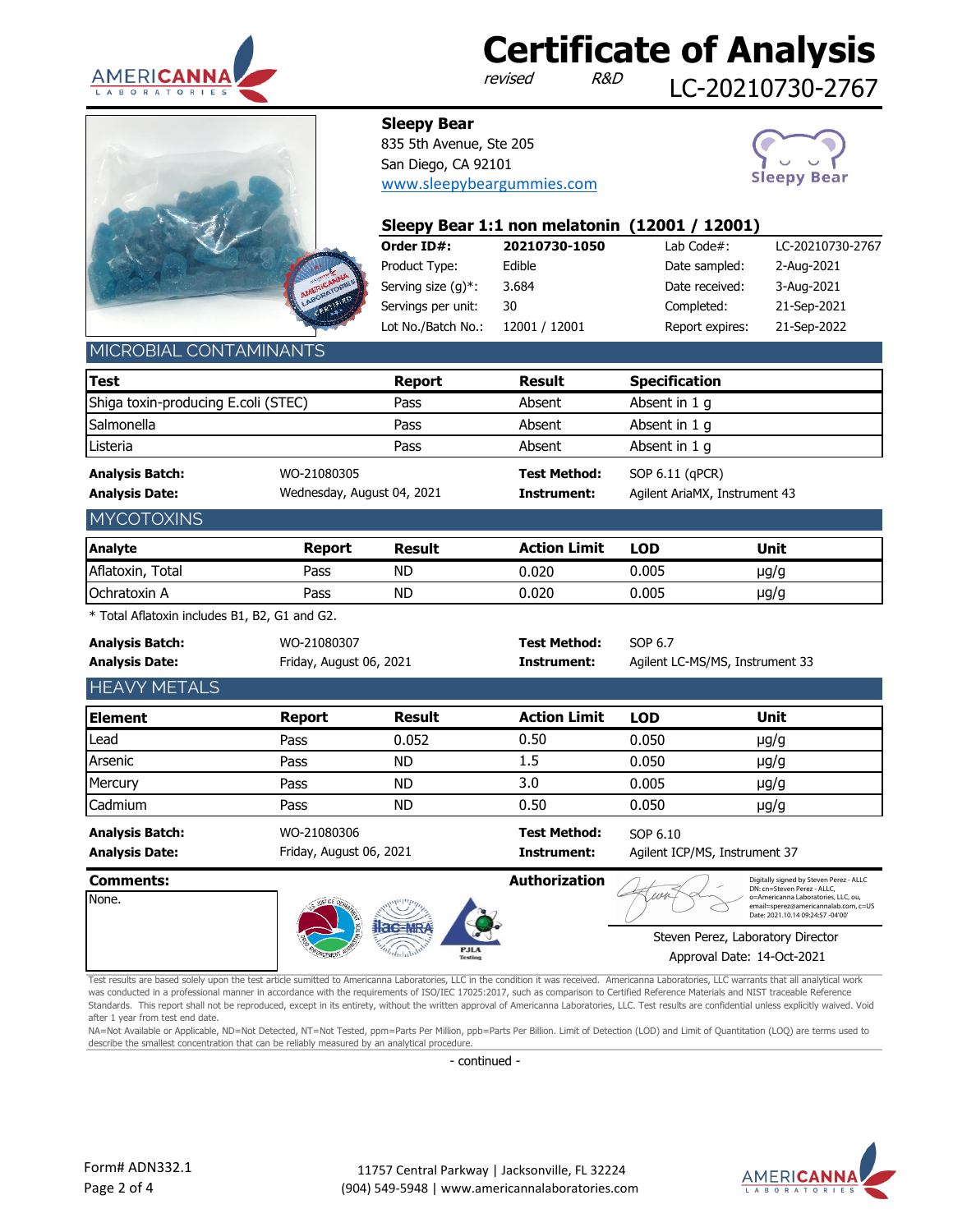# Certificate of Analysis

*revised* *R&D* LC-20210730-2767

**Sleepy Bear**
835 5th Avenue, Ste 205
San Diego, CA 92101
www.sleepybeargummies.com

## Sleepy Bear 1:1 non melatonin (12001 / 12001)

| | | | |
|---|---|---|---|
| **Order ID#:** | **20210730-1050** | Lab Code#: | LC-20210730-2767 |
| Product Type: | Edible | Date sampled: | 2-Aug-2021 |
| Serving size (g)*: | 3.684 | Date received: | 3-Aug-2021 |
| Servings per unit: | 30 | Completed: | 21-Sep-2021 |
| Lot No./Batch No.: | 12001 / 12001 | Report expires: | 21-Sep-2022 |

## MICROBIAL CONTAMINANTS

| Test | Report | Result | Specification |
|---|---|---|---|
| Shiga toxin-producing E.coli (STEC) | Pass | Absent | Absent in 1 g |
| Salmonella | Pass | Absent | Absent in 1 g |
| Listeria | Pass | Absent | Absent in 1 g |

**Analysis Batch:** WO-21080305 **Test Method:** SOP 6.11 (qPCR)
**Analysis Date:** Wednesday, August 04, 2021 **Instrument:** Agilent AriaMX, Instrument 43

## MYCOTOXINS

| Analyte | Report | Result | Action Limit | LOD | Unit |
|---|---|---|---|---|---|
| Aflatoxin, Total | Pass | ND | 0.020 | 0.005 | µg/g |
| Ochratoxin A | Pass | ND | 0.020 | 0.005 | µg/g |

* Total Aflatoxin includes B1, B2, G1 and G2.

**Analysis Batch:** WO-21080307 **Test Method:** SOP 6.7
**Analysis Date:** Friday, August 06, 2021 **Instrument:** Agilent LC-MS/MS, Instrument 33

## HEAVY METALS

| Element | Report | Result | Action Limit | LOD | Unit |
|---|---|---|---|---|---|
| Lead | Pass | 0.052 | 0.50 | 0.050 | µg/g |
| Arsenic | Pass | ND | 1.5 | 0.050 | µg/g |
| Mercury | Pass | ND | 3.0 | 0.005 | µg/g |
| Cadmium | Pass | ND | 0.50 | 0.050 | µg/g |

**Analysis Batch:** WO-21080306 **Test Method:** SOP 6.10
**Analysis Date:** Friday, August 06, 2021 **Instrument:** Agilent ICP/MS, Instrument 37

**Comments:**
None.

**Authorization**

Digitally signed by Steven Perez - ALLC
DN: cn=Steven Perez - ALLC, o=Americanna Laboratories, LLC, ou, email=sperez@americannalab.com, c=US
Date: 2021.10.14 09:24:57 -04'00'

Steven Perez, Laboratory Director
Approval Date: 14-Oct-2021

Test results are based solely upon the test article sumitted to Americanna Laboratories, LLC in the condition it was received. Americanna Laboratories, LLC warrants that all analytical work was conducted in a professional manner in accordance with the requirements of ISO/IEC 17025:2017, such as comparison to Certified Reference Materials and NIST traceable Reference Standards. This report shall not be reproduced, except in its entirety, without the written approval of Americanna Laboratories, LLC. Test results are confidential unless explicitly waived. Void after 1 year from test end date.

NA=Not Available or Applicable, ND=Not Detected, NT=Not Tested, ppm=Parts Per Million, ppb=Parts Per Billion. Limit of Detection (LOD) and Limit of Quantitation (LOQ) are terms used to describe the smallest concentration that can be reliably measured by an analytical procedure.

- continued -

Form# ADN332.1

11757 Central Parkway | Jacksonville, FL 32224
(904) 549-5948 | www.americannalaboratories.com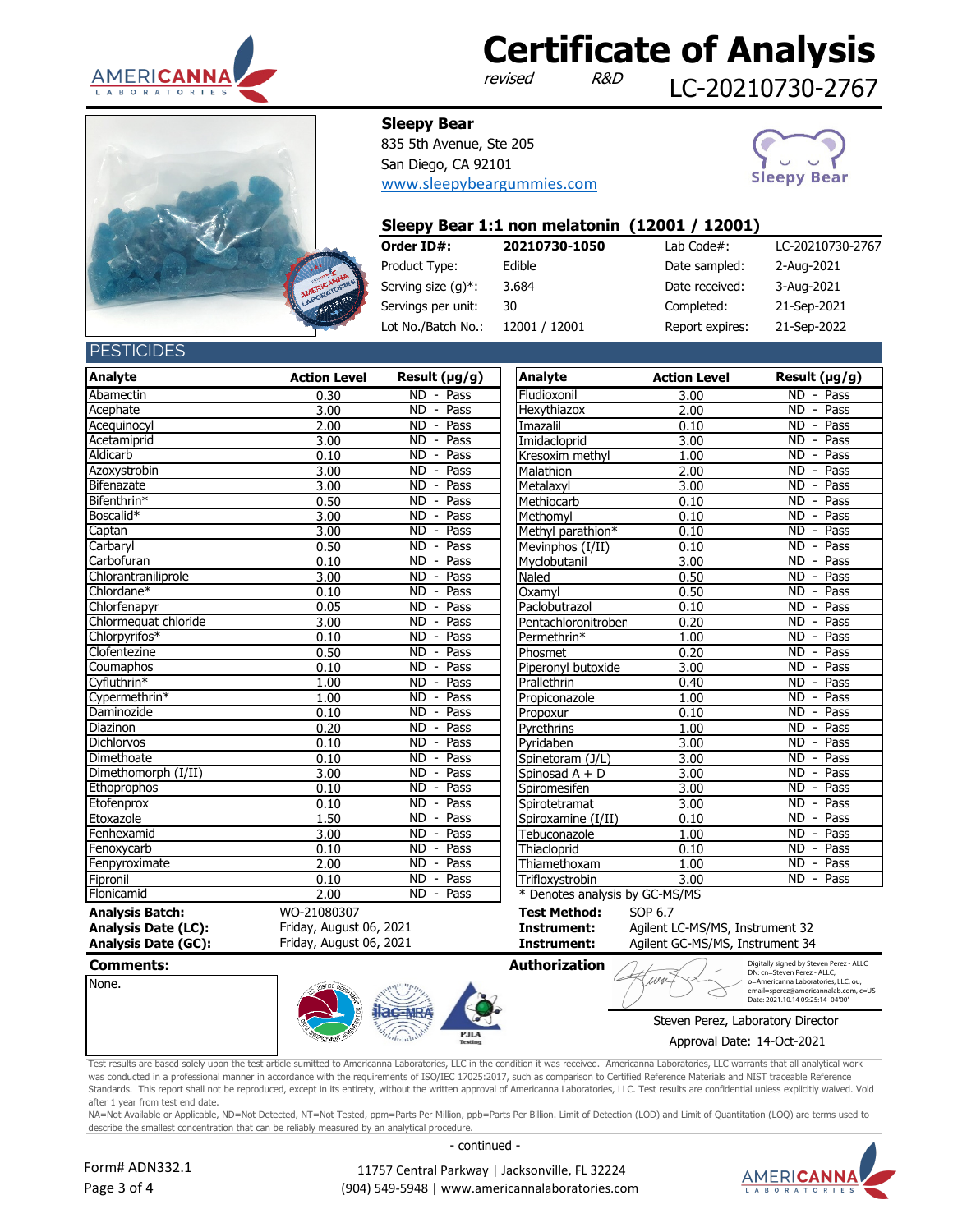# Certificate of Analysis

*revised* *R&D* LC-20210730-2767

**Sleepy Bear**
835 5th Avenue, Ste 205
San Diego, CA 92101
www.sleepybeargummies.com

## Sleepy Bear 1:1 non melatonin (12001 / 12001)

| **Order ID#:** | **20210730-1050** | Lab Code#: | LC-20210730-2767 |
|---|---|---|---|
| Product Type: | Edible | Date sampled: | 2-Aug-2021 |
| Serving size (g)*: | 3.684 | Date received: | 3-Aug-2021 |
| Servings per unit: | 30 | Completed: | 21-Sep-2021 |
| Lot No./Batch No.: | 12001 / 12001 | Report expires: | 21-Sep-2022 |

## PESTICIDES

| Analyte | Action Level | Result (μg/g) |
|---|---|---|
| Abamectin | 0.30 | ND - Pass |
| Acephate | 3.00 | ND - Pass |
| Acequinocyl | 2.00 | ND - Pass |
| Acetamiprid | 3.00 | ND - Pass |
| Aldicarb | 0.10 | ND - Pass |
| Azoxystrobin | 3.00 | ND - Pass |
| Bifenazate | 3.00 | ND - Pass |
| Bifenthrin* | 0.50 | ND - Pass |
| Boscalid* | 3.00 | ND - Pass |
| Captan | 3.00 | ND - Pass |
| Carbaryl | 0.50 | ND - Pass |
| Carbofuran | 0.10 | ND - Pass |
| Chlorantraniliprole | 3.00 | ND - Pass |
| Chlordane* | 0.10 | ND - Pass |
| Chlorfenapyr | 0.05 | ND - Pass |
| Chlormequat chloride | 3.00 | ND - Pass |
| Chlorpyrifos* | 0.10 | ND - Pass |
| Clofentezine | 0.50 | ND - Pass |
| Coumaphos | 0.10 | ND - Pass |
| Cyfluthrin* | 1.00 | ND - Pass |
| Cypermethrin* | 1.00 | ND - Pass |
| Daminozide | 0.10 | ND - Pass |
| Diazinon | 0.20 | ND - Pass |
| Dichlorvos | 0.10 | ND - Pass |
| Dimethoate | 0.10 | ND - Pass |
| Dimethomorph (I/II) | 3.00 | ND - Pass |
| Ethoprophos | 0.10 | ND - Pass |
| Etofenprox | 0.10 | ND - Pass |
| Etoxazole | 1.50 | ND - Pass |
| Fenhexamid | 3.00 | ND - Pass |
| Fenoxycarb | 0.10 | ND - Pass |
| Fenpyroximate | 2.00 | ND - Pass |
| Fipronil | 0.10 | ND - Pass |
| Flonicamid | 2.00 | ND - Pass |
| Fludioxonil | 3.00 | ND - Pass |
| Hexythiazox | 2.00 | ND - Pass |
| Imazalil | 0.10 | ND - Pass |
| Imidacloprid | 3.00 | ND - Pass |
| Kresoxim methyl | 1.00 | ND - Pass |
| Malathion | 2.00 | ND - Pass |
| Metalaxyl | 3.00 | ND - Pass |
| Methiocarb | 0.10 | ND - Pass |
| Methomyl | 0.10 | ND - Pass |
| Methyl parathion* | 0.10 | ND - Pass |
| Mevinphos (I/II) | 0.10 | ND - Pass |
| Myclobutanil | 3.00 | ND - Pass |
| Naled | 0.50 | ND - Pass |
| Oxamyl | 0.50 | ND - Pass |
| Paclobutrazol | 0.10 | ND - Pass |
| Pentachloronitrober | 0.20 | ND - Pass |
| Permethrin* | 1.00 | ND - Pass |
| Phosmet | 0.20 | ND - Pass |
| Piperonyl butoxide | 3.00 | ND - Pass |
| Prallethrin | 0.40 | ND - Pass |
| Propiconazole | 1.00 | ND - Pass |
| Propoxur | 0.10 | ND - Pass |
| Pyrethrins | 1.00 | ND - Pass |
| Pyridaben | 3.00 | ND - Pass |
| Spinetoram (J/L) | 3.00 | ND - Pass |
| Spinosad A + D | 3.00 | ND - Pass |
| Spiromesifen | 3.00 | ND - Pass |
| Spirotetramat | 3.00 | ND - Pass |
| Spiroxamine (I/II) | 0.10 | ND - Pass |
| Tebuconazole | 1.00 | ND - Pass |
| Thiacloprid | 0.10 | ND - Pass |
| Thiamethoxam | 1.00 | ND - Pass |
| Trifloxystrobin | 3.00 | ND - Pass |

* Denotes analysis by GC-MS/MS

**Analysis Batch:** WO-21080307
**Analysis Date (LC):** Friday, August 06, 2021
**Analysis Date (GC):** Friday, August 06, 2021

**Test Method:** SOP 6.7
**Instrument:** Agilent LC-MS/MS, Instrument 32
**Instrument:** Agilent GC-MS/MS, Instrument 34

**Comments:**
None.

**Authorization**

Digitally signed by Steven Perez - ALLC
DN: cn=Steven Perez - ALLC, o=Americanna Laboratories, LLC, ou, email=sperez@americannalab.com, c=US
Date: 2021.10.14 09:25:14 -04'00'

Steven Perez, Laboratory Director
Approval Date: 14-Oct-2021

Test results are based solely upon the test article sumitted to Americanna Laboratories, LLC in the condition it was received. Americanna Laboratories, LLC warrants that all analytical work was conducted in a professional manner in accordance with the requirements of ISO/IEC 17025:2017, such as comparison to Certified Reference Materials and NIST traceable Reference Standards. This report shall not be reproduced, except in its entirety, without the written approval of Americanna Laboratories, LLC. Test results are confidential unless explicitly waived. Void after 1 year from test end date.

NA=Not Available or Applicable, ND=Not Detected, NT=Not Tested, ppm=Parts Per Million, ppb=Parts Per Billion. Limit of Detection (LOD) and Limit of Quantitation (LOQ) are terms used to describe the smallest concentration that can be reliably measured by an analytical procedure.

- continued -

Form# ADN332.1

11757 Central Parkway | Jacksonville, FL 32224
(904) 549-5948 | www.americannalaboratories.com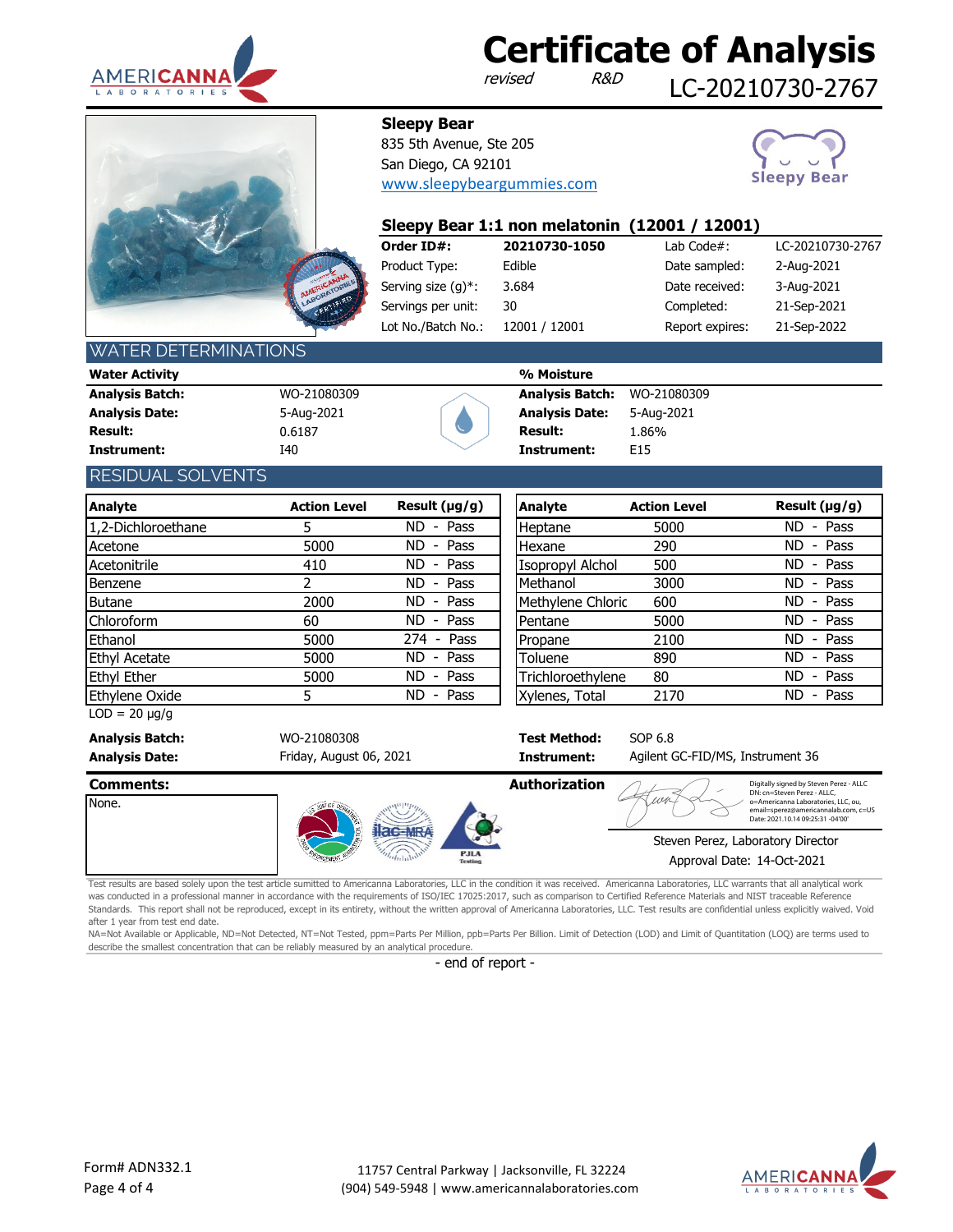# Certificate of Analysis

*revised* *R&D* LC-20210730-2767

**Sleepy Bear**
835 5th Avenue, Ste 205
San Diego, CA 92101
www.sleepybeargummies.com

## Sleepy Bear 1:1 non melatonin (12001 / 12001)

| | | | |
|---|---|---|---|
| **Order ID#:** | **20210730-1050** | Lab Code#: | LC-20210730-2767 |
| Product Type: | Edible | Date sampled: | 2-Aug-2021 |
| Serving size (g)*: | 3.684 | Date received: | 3-Aug-2021 |
| Servings per unit: | 30 | Completed: | 21-Sep-2021 |
| Lot No./Batch No.: | 12001 / 12001 | Report expires: | 21-Sep-2022 |

## WATER DETERMINATIONS

**Water Activity**

| | |
|---|---|
| **Analysis Batch:** | WO-21080309 |
| **Analysis Date:** | 5-Aug-2021 |
| **Result:** | 0.6187 |
| **Instrument:** | I40 |

**% Moisture**

| | |
|---|---|
| **Analysis Batch:** | WO-21080309 |
| **Analysis Date:** | 5-Aug-2021 |
| **Result:** | 1.86% |
| **Instrument:** | E15 |

## RESIDUAL SOLVENTS

| Analyte | Action Level | Result (µg/g) | Analyte | Action Level | Result (µg/g) |
|---|---|---|---|---|---|
| 1,2-Dichloroethane | 5 | ND - Pass | Heptane | 5000 | ND - Pass |
| Acetone | 5000 | ND - Pass | Hexane | 290 | ND - Pass |
| Acetonitrile | 410 | ND - Pass | Isopropyl Alchol | 500 | ND - Pass |
| Benzene | 2 | ND - Pass | Methanol | 3000 | ND - Pass |
| Butane | 2000 | ND - Pass | Methylene Chloric | 600 | ND - Pass |
| Chloroform | 60 | ND - Pass | Pentane | 5000 | ND - Pass |
| Ethanol | 5000 | 274 - Pass | Propane | 2100 | ND - Pass |
| Ethyl Acetate | 5000 | ND - Pass | Toluene | 890 | ND - Pass |
| Ethyl Ether | 5000 | ND - Pass | Trichloroethylene | 80 | ND - Pass |
| Ethylene Oxide | 5 | ND - Pass | Xylenes, Total | 2170 | ND - Pass |

LOD = 20 µg/g

| | | | |
|---|---|---|---|
| **Analysis Batch:** | WO-21080308 | **Test Method:** | SOP 6.8 |
| **Analysis Date:** | Friday, August 06, 2021 | **Instrument:** | Agilent GC-FID/MS, Instrument 36 |

**Comments:**

None.

**Authorization**

Digitally signed by Steven Perez - ALLC
DN: cn=Steven Perez - ALLC, o=Americanna Laboratories, LLC, ou, email=sperez@americannalab.com, c=US
Date: 2021.10.14 09:25:31 -04'00'

Steven Perez, Laboratory Director
Approval Date: 14-Oct-2021

Test results are based solely upon the test article sumitted to Americanna Laboratories, LLC in the condition it was received. Americanna Laboratories, LLC warrants that all analytical work was conducted in a professional manner in accordance with the requirements of ISO/IEC 17025:2017, such as comparison to Certified Reference Materials and NIST traceable Reference Standards. This report shall not be reproduced, except in its entirety, without the written approval of Americanna Laboratories, LLC. Test results are confidential unless explicitly waived. Void after 1 year from test end date.

NA=Not Available or Applicable, ND=Not Detected, NT=Not Tested, ppm=Parts Per Million, ppb=Parts Per Billion. Limit of Detection (LOD) and Limit of Quantitation (LOQ) are terms used to describe the smallest concentration that can be reliably measured by an analytical procedure.

- end of report -

Form# ADN332.1

11757 Central Parkway | Jacksonville, FL 32224
(904) 549-5948 | www.americannalaboratories.com